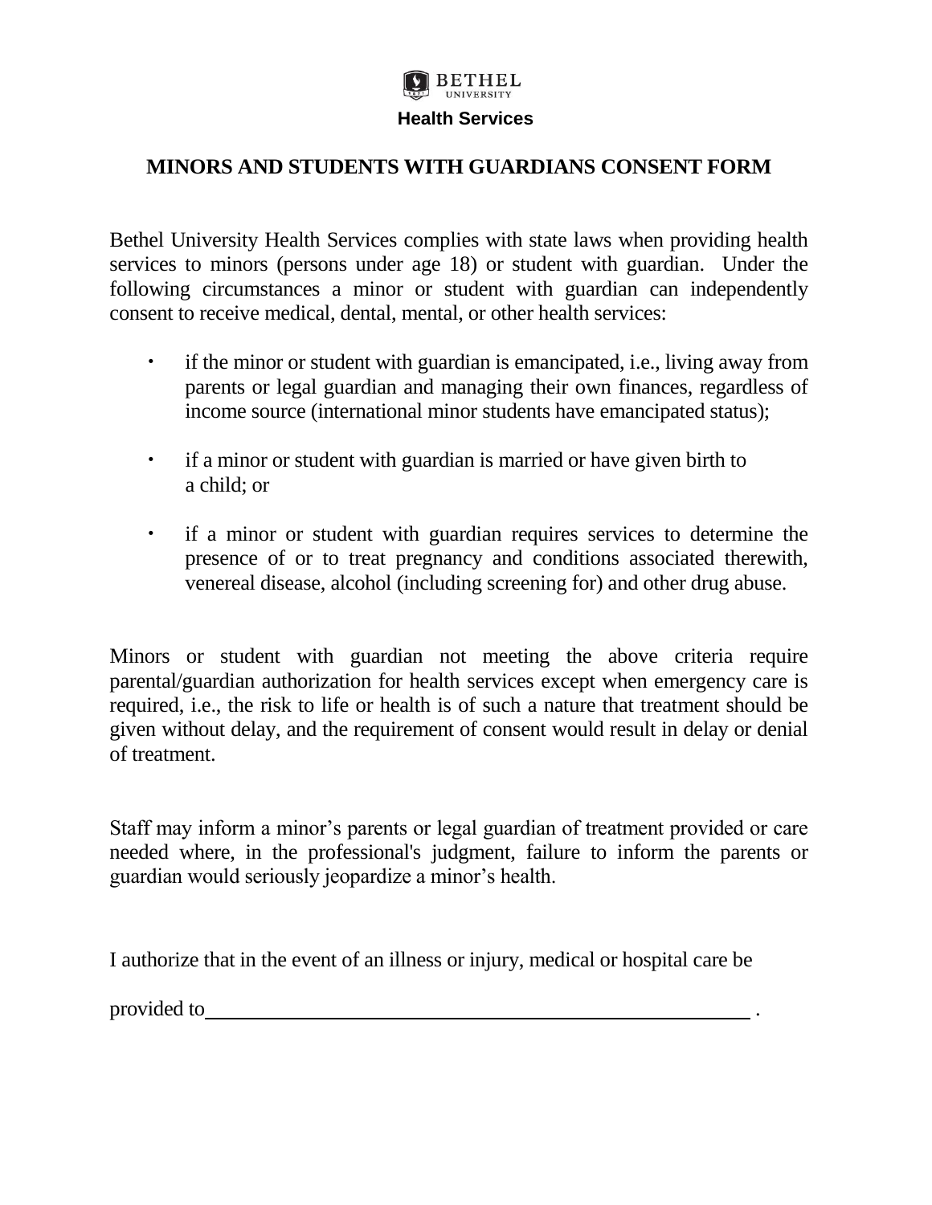BETHEL UNIVERSITY

**Health Services**

## MINORS AND STUDENTS WITH GUARDIANS CONSENT FORM

Bethel University Health Services complies with state laws when providing health services to minors (persons under age 18) or student with guardian. Under the following circumstances a minor or student with guardian can independently consent to receive medical, dental, mental, or other health services:

- if the minor or student with guardian is emancipated, i.e., living away from parents or legal guardian and managing their own finances, regardless of income source (international minor students have emancipated status);
- if a minor or student with guardian is married or have given birth to a child; or
- if a minor or student with guardian requires services to determine the presence of or to treat pregnancy and conditions associated therewith, venereal disease, alcohol (including screening for) and other drug abuse.

Minors or student with guardian not meeting the above criteria require parental/guardian authorization for health services except when emergency care is required, i.e., the risk to life or health is of such a nature that treatment should be given without delay, and the requirement of consent would result in delay or denial of treatment.

Staff may inform a minor's parents or legal guardian of treatment provided or care needed where, in the professional's judgment, failure to inform the parents or guardian would seriously jeopardize a minor's health.

I authorize that in the event of an illness or injury, medical or hospital care be

provided to ______________________________________________ .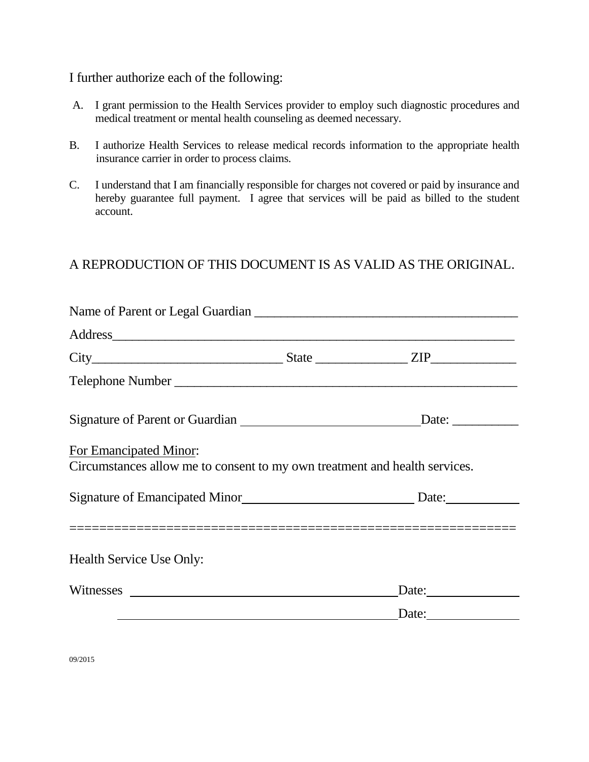I further authorize each of the following:

A. I grant permission to the Health Services provider to employ such diagnostic procedures and medical treatment or mental health counseling as deemed necessary.

B. I authorize Health Services to release medical records information to the appropriate health insurance carrier in order to process claims.

C. I understand that I am financially responsible for charges not covered or paid by insurance and hereby guarantee full payment. I agree that services will be paid as billed to the student account.

A REPRODUCTION OF THIS DOCUMENT IS AS VALID AS THE ORIGINAL.

Name of Parent or Legal Guardian ________________________________________

Address_____________________________________________________________

City____________________________ State ______________ ZIP_____________

Telephone Number ____________________________________________________

Signature of Parent or Guardian ___________________________ Date: __________

For Emancipated Minor:
Circumstances allow me to consent to my own treatment and health services.

Signature of Emancipated Minor___________________________ Date:___________

============================================================

Health Service Use Only:

Witnesses ___________________________________________ Date:______________

___________________________________________ Date:______________

09/2015